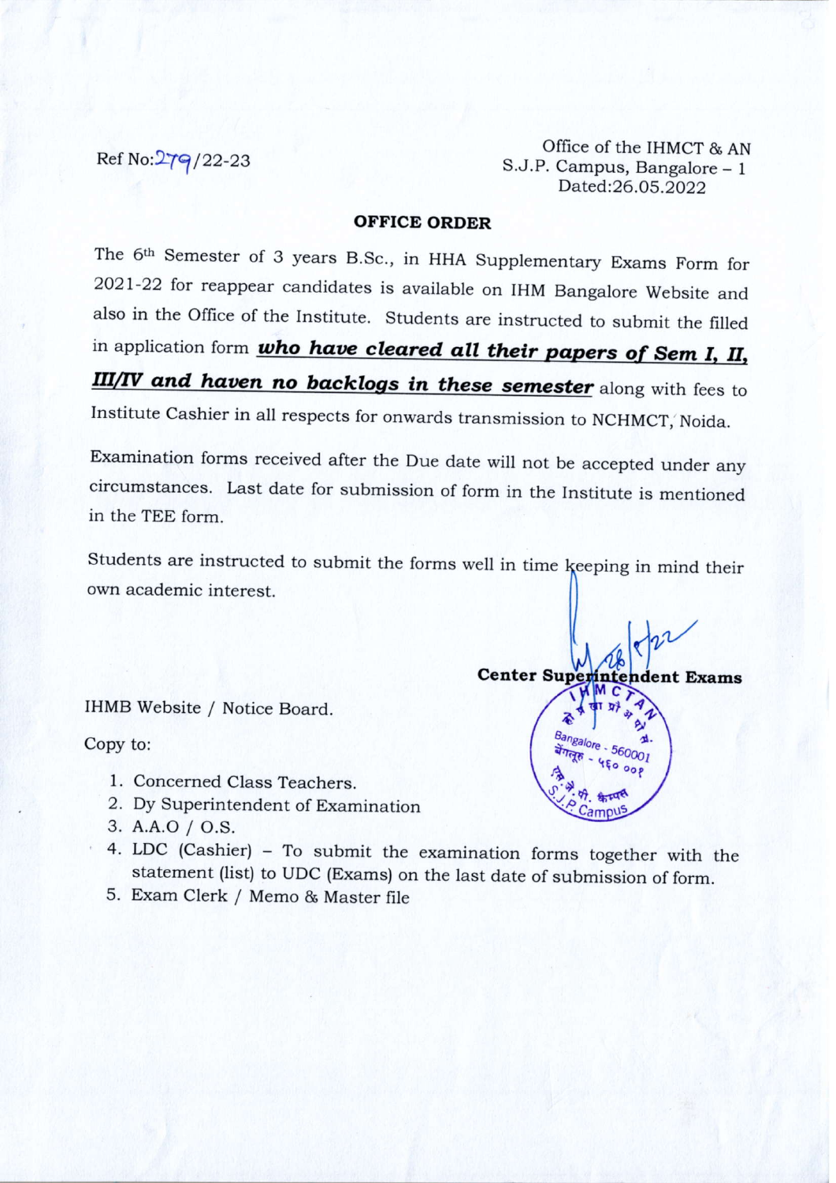Ref No:279/22-23

Office of the IHMCT & AN
S.J.P. Campus, Bangalore – 1
Dated:26.05.2022

## OFFICE ORDER

The 6th Semester of 3 years B.Sc., in HHA Supplementary Exams Form for 2021-22 for reappear candidates is available on IHM Bangalore Website and also in the Office of the Institute. Students are instructed to submit the filled in application form ***who have cleared all their papers of Sem I, II, III/IV and haven no backlogs in these semester*** along with fees to Institute Cashier in all respects for onwards transmission to NCHMCT, Noida.

Examination forms received after the Due date will not be accepted under any circumstances. Last date for submission of form in the Institute is mentioned in the TEE form.

Students are instructed to submit the forms well in time keeping in mind their own academic interest.

**Center Superintendent Exams**

IHMB Website / Notice Board.

Copy to:

1. Concerned Class Teachers.
2. Dy Superintendent of Examination
3. A.A.O / O.S.
4. LDC (Cashier) – To submit the examination forms together with the statement (list) to UDC (Exams) on the last date of submission of form.
5. Exam Clerk / Memo & Master file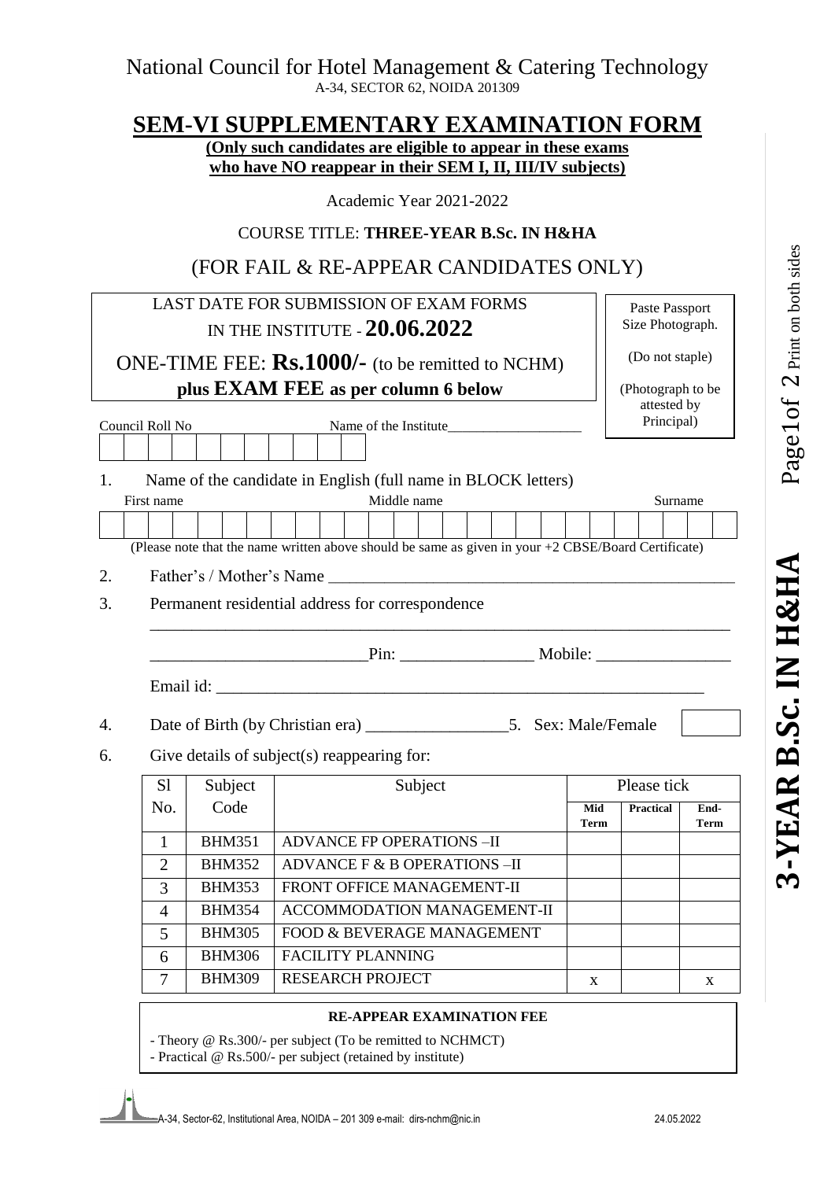National Council for Hotel Management & Catering Technology

A-34, SECTOR 62, NOIDA 201309

# SEM-VI SUPPLEMENTARY EXAMINATION FORM

**(Only such candidates are eligible to appear in these exams who have NO reappear in their SEM I, II, III/IV subjects)**

Academic Year 2021-2022

COURSE TITLE: **THREE-YEAR B.Sc. IN H&HA**

(FOR FAIL & RE-APPEAR CANDIDATES ONLY)

LAST DATE FOR SUBMISSION OF EXAM FORMS IN THE INSTITUTE - **20.06.2022**

ONE-TIME FEE: **Rs.1000/-** (to be remitted to NCHM) **plus EXAM FEE as per column 6 below**

Paste Passport Size Photograph.

(Do not staple)

(Photograph to be attested by Principal)

Council Roll No | | | | | | | | | | | |

Name of the Institute___________________

1. Name of the candidate in English (full name in BLOCK letters)

First name Middle name Surname

| | | | | | | | | | | | | | | | | | | | | | | | | | |

(Please note that the name written above should be same as given in your +2 CBSE/Board Certificate)

2. Father's / Mother's Name ___________________________________________________

3. Permanent residential address for correspondence

_________________________________________________________________________

__________________________Pin: ________________ Mobile: ________________

Email id: _____________________________________________________________

4. Date of Birth (by Christian era) _________________ 5. Sex: Male/Female

6. Give details of subject(s) reappearing for:

| Sl No. | Subject Code | Subject | Please tick | | |
|---|---|---|---|---|---|
| | | | Mid Term | Practical | End-Term |
| 1 | BHM351 | ADVANCE FP OPERATIONS –II | | | |
| 2 | BHM352 | ADVANCE F & B OPERATIONS –II | | | |
| 3 | BHM353 | FRONT OFFICE MANAGEMENT-II | | | |
| 4 | BHM354 | ACCOMMODATION MANAGEMENT-II | | | |
| 5 | BHM305 | FOOD & BEVERAGE MANAGEMENT | | | |
| 6 | BHM306 | FACILITY PLANNING | | | |
| 7 | BHM309 | RESEARCH PROJECT | X | | X |

**RE-APPEAR EXAMINATION FEE**

- Theory @ Rs.300/- per subject (To be remitted to NCHMCT)
- Practical @ Rs.500/- per subject (retained by institute)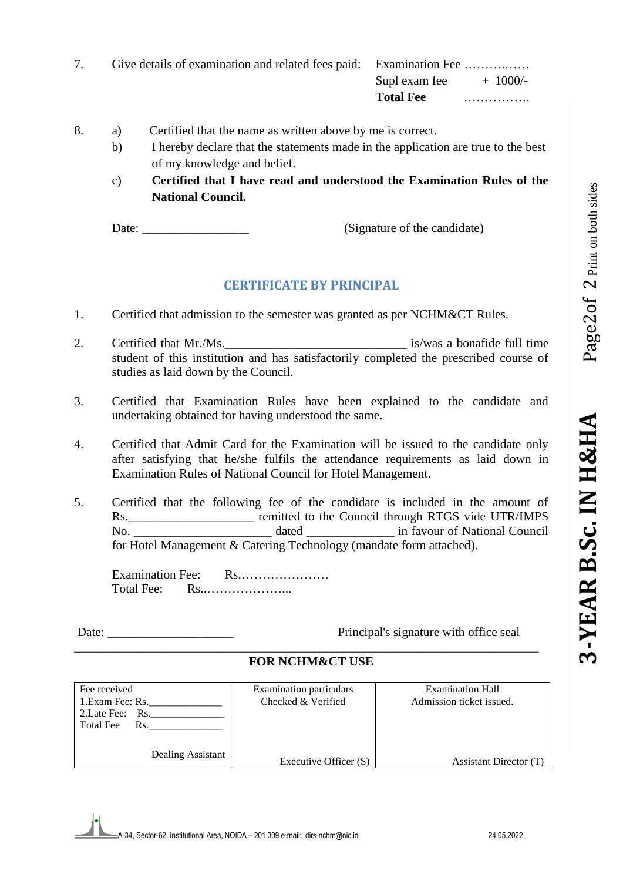7. Give details of examination and related fees paid:

   Examination Fee ………..……
   Supl exam fee + 1000/-
   **Total Fee** …………….

8. a) Certified that the name as written above by me is correct.

   b) I hereby declare that the statements made in the application are true to the best of my knowledge and belief.

   c) **Certified that I have read and understood the Examination Rules of the National Council.**

Date: _________________ (Signature of the candidate)

## CERTIFICATE BY PRINCIPAL

1. Certified that admission to the semester was granted as per NCHM&CT Rules.

2. Certified that Mr./Ms.____________________________ is/was a bonafide full time student of this institution and has satisfactorily completed the prescribed course of studies as laid down by the Council.

3. Certified that Examination Rules have been explained to the candidate and undertaking obtained for having understood the same.

4. Certified that Admit Card for the Examination will be issued to the candidate only after satisfying that he/she fulfils the attendance requirements as laid down in Examination Rules of National Council for Hotel Management.

5. Certified that the following fee of the candidate is included in the amount of Rs.____________________ remitted to the Council through RTGS vide UTR/IMPS No. ______________________ dated ______________ in favour of National Council for Hotel Management & Catering Technology (mandate form attached).

   Examination Fee: Rs.…………………
   Total Fee: Rs..………………...

Date: ____________________ Principal's signature with office seal

### FOR NCHM&CT USE

| Fee received<br>1.Exam Fee: Rs.______________<br>2.Late Fee: Rs.______________<br>Total Fee Rs.______________<br><br>Dealing Assistant | Examination particulars<br>Checked & Verified<br><br><br><br>Executive Officer (S) | Examination Hall<br>Admission ticket issued.<br><br><br><br>Assistant Director (T) |
|---|---|---|

A-34, Sector-62, Institutional Area, NOIDA – 201 309 e-mail: dirs-nchm@nic.in 24.05.2022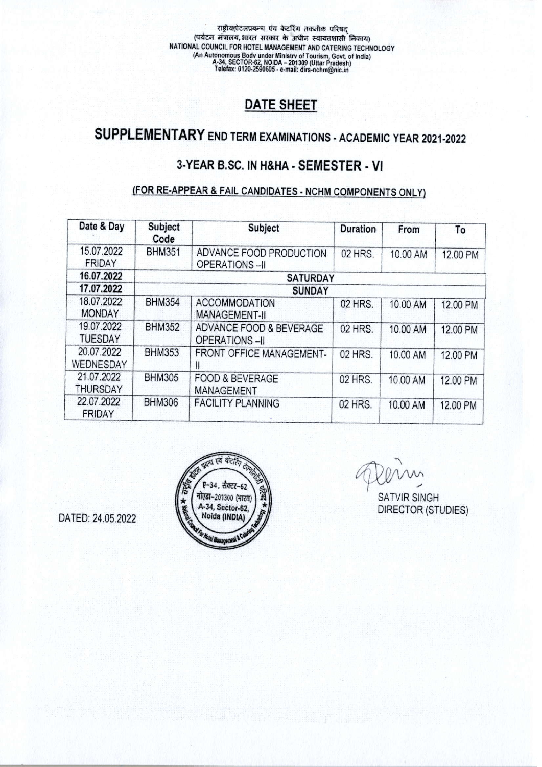राष्ट्रीयहोटलप्रबन्ध एंव केटरिंग तकनीक परिषद्
(पर्यटन मंत्रालय, भारत सरकार के अधीन स्वायत्तशासी निकाय)
NATIONAL COUNCIL FOR HOTEL MANAGEMENT AND CATERING TECHNOLOGY
(An Autonomous Body under Ministry of Tourism, Govt. of India)
A-34, SECTOR-62, NOIDA – 201309 (Uttar Pradesh)
Telefax: 0120-2590605 - e-mail: dirs-nchm@nic.in

# DATE SHEET

## SUPPLEMENTARY END TERM EXAMINATIONS - ACADEMIC YEAR 2021-2022

## 3-YEAR B.SC. IN H&HA - SEMESTER - VI

**(FOR RE-APPEAR & FAIL CANDIDATES - NCHM COMPONENTS ONLY)**

| Date & Day | Subject Code | Subject | Duration | From | To |
|---|---|---|---|---|---|
| 15.07.2022 FRIDAY | BHM351 | ADVANCE FOOD PRODUCTION OPERATIONS –II | 02 HRS. | 10.00 AM | 12.00 PM |
| 16.07.2022 | SATURDAY | | | | |
| 17.07.2022 | SUNDAY | | | | |
| 18.07.2022 MONDAY | BHM354 | ACCOMMODATION MANAGEMENT-II | 02 HRS. | 10.00 AM | 12.00 PM |
| 19.07.2022 TUESDAY | BHM352 | ADVANCE FOOD & BEVERAGE OPERATIONS –II | 02 HRS. | 10.00 AM | 12.00 PM |
| 20.07.2022 WEDNESDAY | BHM353 | FRONT OFFICE MANAGEMENT-II | 02 HRS. | 10.00 AM | 12.00 PM |
| 21.07.2022 THURSDAY | BHM305 | FOOD & BEVERAGE MANAGEMENT | 02 HRS. | 10.00 AM | 12.00 PM |
| 22.07.2022 FRIDAY | BHM306 | FACILITY PLANNING | 02 HRS. | 10.00 AM | 12.00 PM |

DATED: 24.05.2022

SATVIR SINGH
DIRECTOR (STUDIES)